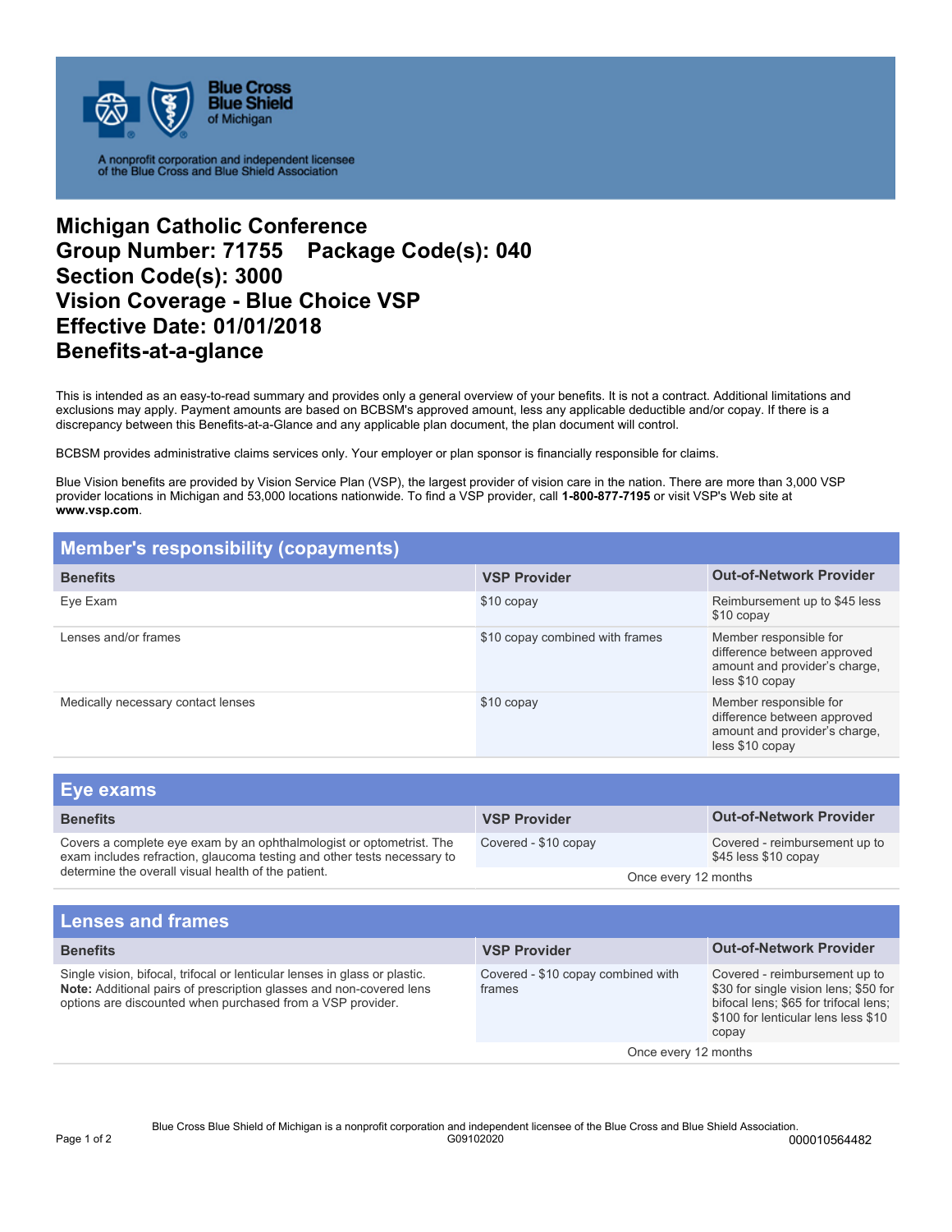Blue Cross Blue Shield of Michigan

A nonprofit corporation and independent licensee of the Blue Cross and Blue Shield Association

# Michigan Catholic Conference
# Group Number: 71755 Package Code(s): 040
# Section Code(s): 3000
# Vision Coverage - Blue Choice VSP
# Effective Date: 01/01/2018
# Benefits-at-a-glance

This is intended as an easy-to-read summary and provides only a general overview of your benefits. It is not a contract. Additional limitations and exclusions may apply. Payment amounts are based on BCBSM's approved amount, less any applicable deductible and/or copay. If there is a discrepancy between this Benefits-at-a-Glance and any applicable plan document, the plan document will control.

BCBSM provides administrative claims services only. Your employer or plan sponsor is financially responsible for claims.

Blue Vision benefits are provided by Vision Service Plan (VSP), the largest provider of vision care in the nation. There are more than 3,000 VSP provider locations in Michigan and 53,000 locations nationwide. To find a VSP provider, call **1-800-877-7195** or visit VSP's Web site at **www.vsp.com**.

## Member's responsibility (copayments)

| Benefits | VSP Provider | Out-of-Network Provider |
|---|---|---|
| Eye Exam | $10 copay | Reimbursement up to $45 less $10 copay |
| Lenses and/or frames | $10 copay combined with frames | Member responsible for difference between approved amount and provider's charge, less $10 copay |
| Medically necessary contact lenses | $10 copay | Member responsible for difference between approved amount and provider's charge, less $10 copay |

## Eye exams

| Benefits | VSP Provider | Out-of-Network Provider |
|---|---|---|
| Covers a complete eye exam by an ophthalmologist or optometrist. The exam includes refraction, glaucoma testing and other tests necessary to determine the overall visual health of the patient. | Covered - $10 copay | Covered - reimbursement up to $45 less $10 copay |
| | Once every 12 months | |

## Lenses and frames

| Benefits | VSP Provider | Out-of-Network Provider |
|---|---|---|
| Single vision, bifocal, trifocal or lenticular lenses in glass or plastic. **Note:** Additional pairs of prescription glasses and non-covered lens options are discounted when purchased from a VSP provider. | Covered - $10 copay combined with frames | Covered - reimbursement up to $30 for single vision lens; $50 for bifocal lens; $65 for trifocal lens; $100 for lenticular lens less $10 copay |
| | Once every 12 months | |

Blue Cross Blue Shield of Michigan is a nonprofit corporation and independent licensee of the Blue Cross and Blue Shield Association.
G09102020
000010564482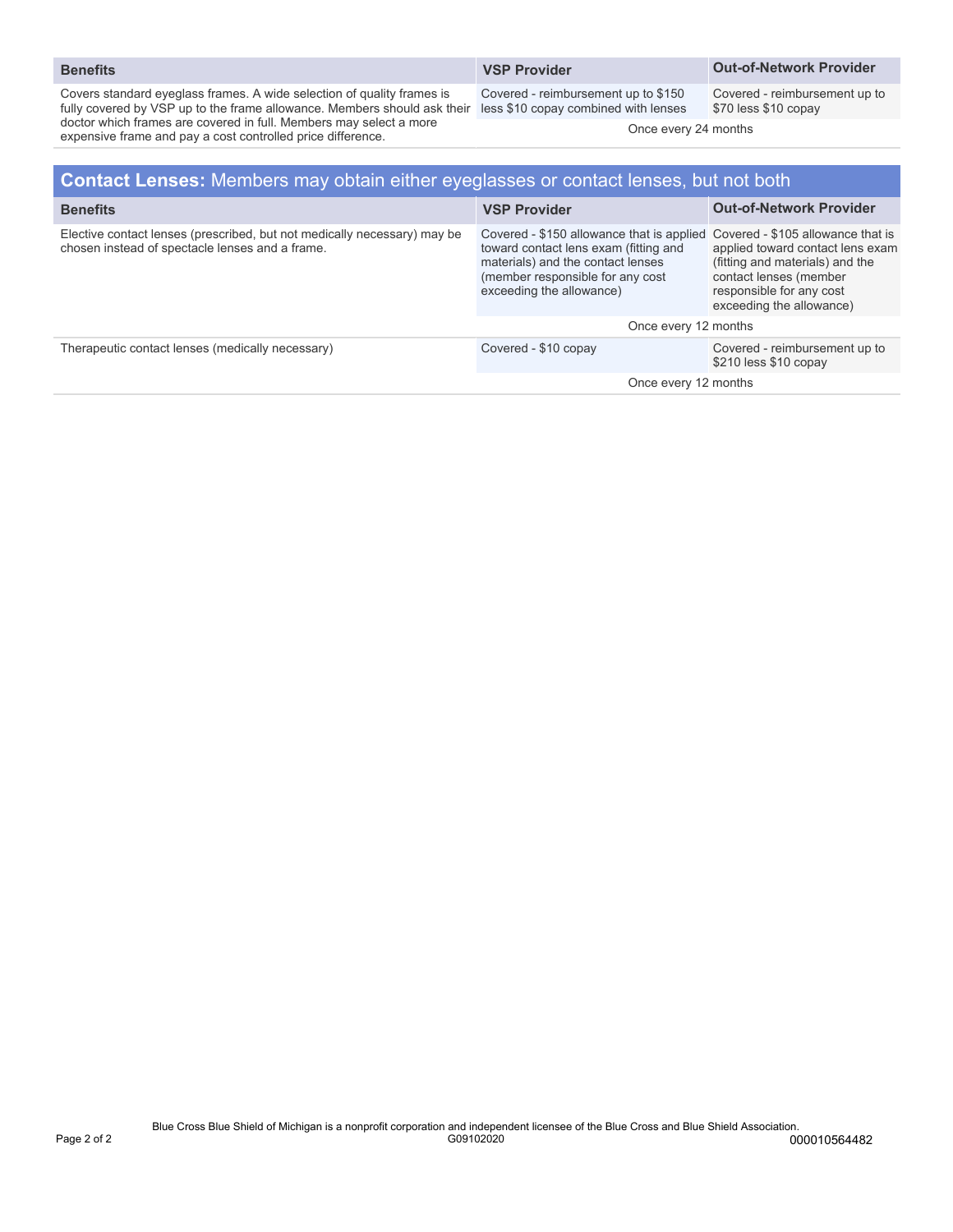| Benefits | VSP Provider | Out-of-Network Provider |
| --- | --- | --- |
| Covers standard eyeglass frames. A wide selection of quality frames is fully covered by VSP up to the frame allowance. Members should ask their doctor which frames are covered in full. Members may select a more expensive frame and pay a cost controlled price difference. | Covered - reimbursement up to $150 less $10 copay combined with lenses | Covered - reimbursement up to $70 less $10 copay |
| | Once every 24 months | |

## **Contact Lenses:** Members may obtain either eyeglasses or contact lenses, but not both

| Benefits | VSP Provider | Out-of-Network Provider |
| --- | --- | --- |
| Elective contact lenses (prescribed, but not medically necessary) may be chosen instead of spectacle lenses and a frame. | Covered - $150 allowance that is applied toward contact lens exam (fitting and materials) and the contact lenses (member responsible for any cost exceeding the allowance) | Covered - $105 allowance that is applied toward contact lens exam (fitting and materials) and the contact lenses (member responsible for any cost exceeding the allowance) |
| | Once every 12 months | |
| Therapeutic contact lenses (medically necessary) | Covered - $10 copay | Covered - reimbursement up to $210 less $10 copay |
| | Once every 12 months | |

Blue Cross Blue Shield of Michigan is a nonprofit corporation and independent licensee of the Blue Cross and Blue Shield Association.
G09102020

000010564482